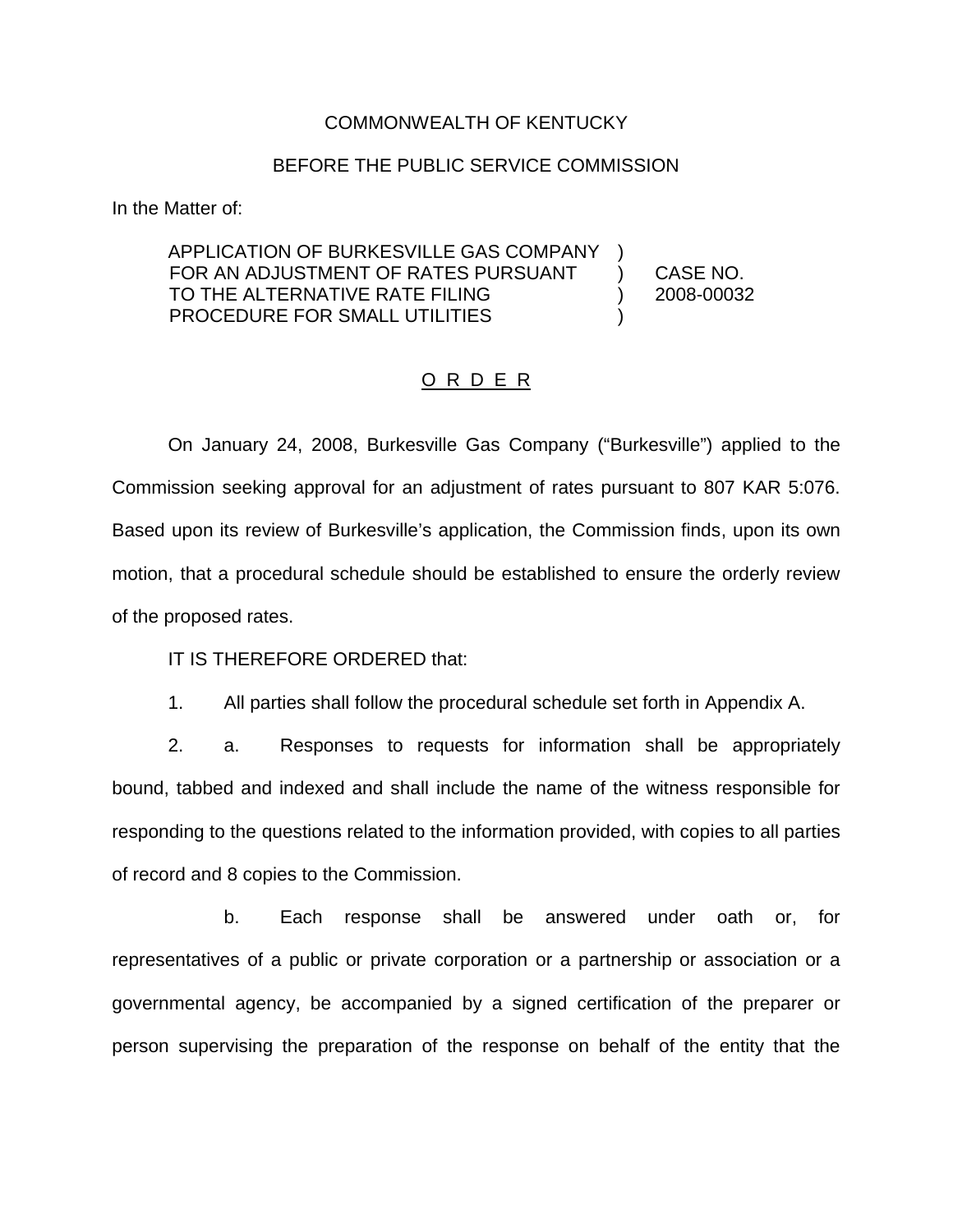COMMONWEALTH OF KENTUCKY

BEFORE THE PUBLIC SERVICE COMMISSION

In the Matter of:

| | | |
|---|---|---|
| APPLICATION OF BURKESVILLE GAS COMPANY FOR AN ADJUSTMENT OF RATES PURSUANT TO THE ALTERNATIVE RATE FILING PROCEDURE FOR SMALL UTILITIES | ) ) ) ) | CASE NO. 2008-00032 |

O R D E R

On January 24, 2008, Burkesville Gas Company ("Burkesville") applied to the Commission seeking approval for an adjustment of rates pursuant to 807 KAR 5:076. Based upon its review of Burkesville's application, the Commission finds, upon its own motion, that a procedural schedule should be established to ensure the orderly review of the proposed rates.

IT IS THEREFORE ORDERED that:

1. All parties shall follow the procedural schedule set forth in Appendix A.

2. a. Responses to requests for information shall be appropriately bound, tabbed and indexed and shall include the name of the witness responsible for responding to the questions related to the information provided, with copies to all parties of record and 8 copies to the Commission.

b. Each response shall be answered under oath or, for representatives of a public or private corporation or a partnership or association or a governmental agency, be accompanied by a signed certification of the preparer or person supervising the preparation of the response on behalf of the entity that the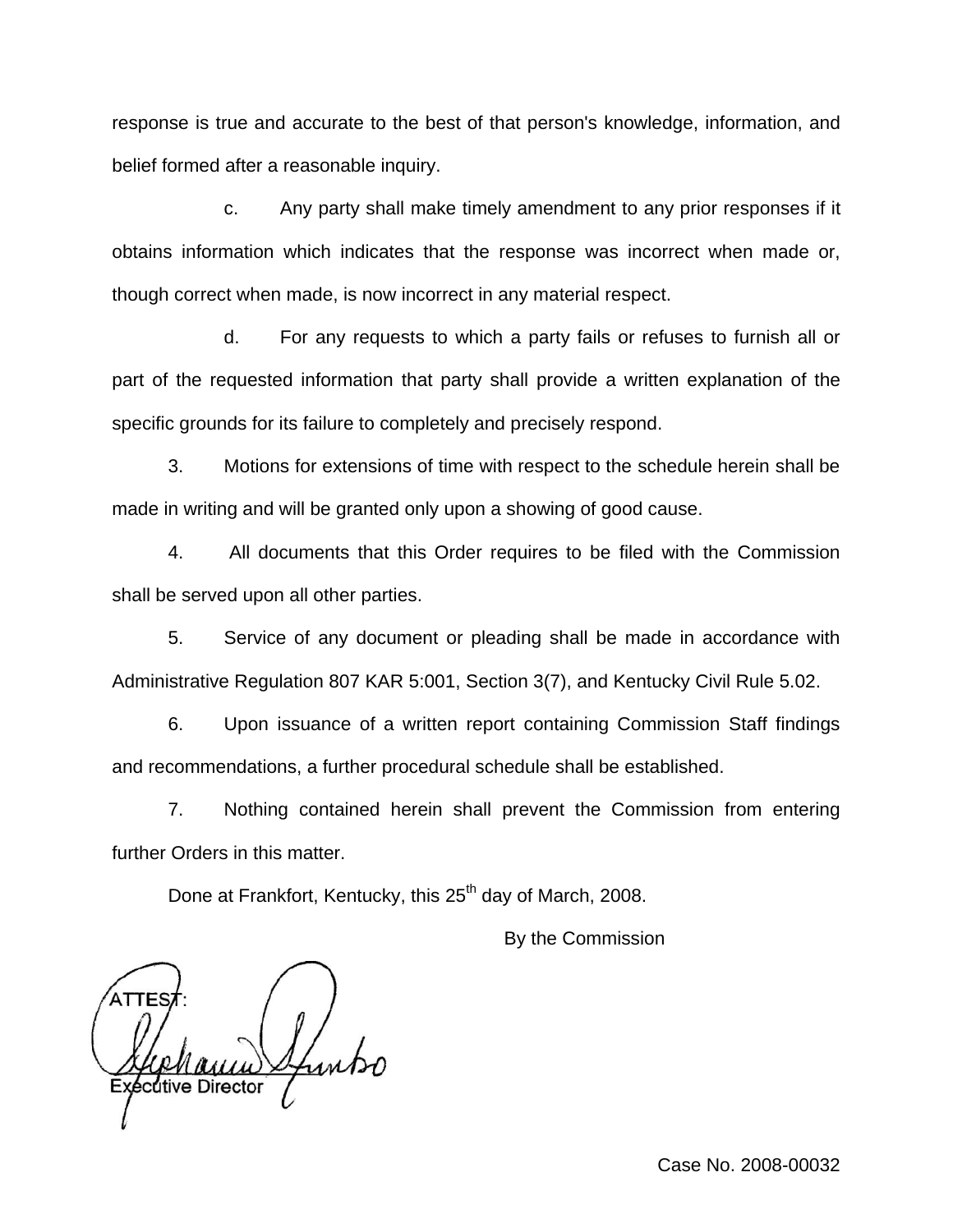response is true and accurate to the best of that person's knowledge, information, and belief formed after a reasonable inquiry.

c. Any party shall make timely amendment to any prior responses if it obtains information which indicates that the response was incorrect when made or, though correct when made, is now incorrect in any material respect.

d. For any requests to which a party fails or refuses to furnish all or part of the requested information that party shall provide a written explanation of the specific grounds for its failure to completely and precisely respond.

3. Motions for extensions of time with respect to the schedule herein shall be made in writing and will be granted only upon a showing of good cause.

4. All documents that this Order requires to be filed with the Commission shall be served upon all other parties.

5. Service of any document or pleading shall be made in accordance with Administrative Regulation 807 KAR 5:001, Section 3(7), and Kentucky Civil Rule 5.02.

6. Upon issuance of a written report containing Commission Staff findings and recommendations, a further procedural schedule shall be established.

7. Nothing contained herein shall prevent the Commission from entering further Orders in this matter.

Done at Frankfort, Kentucky, this 25th day of March, 2008.

By the Commission

ATTEST:

Executive Director

Case No. 2008-00032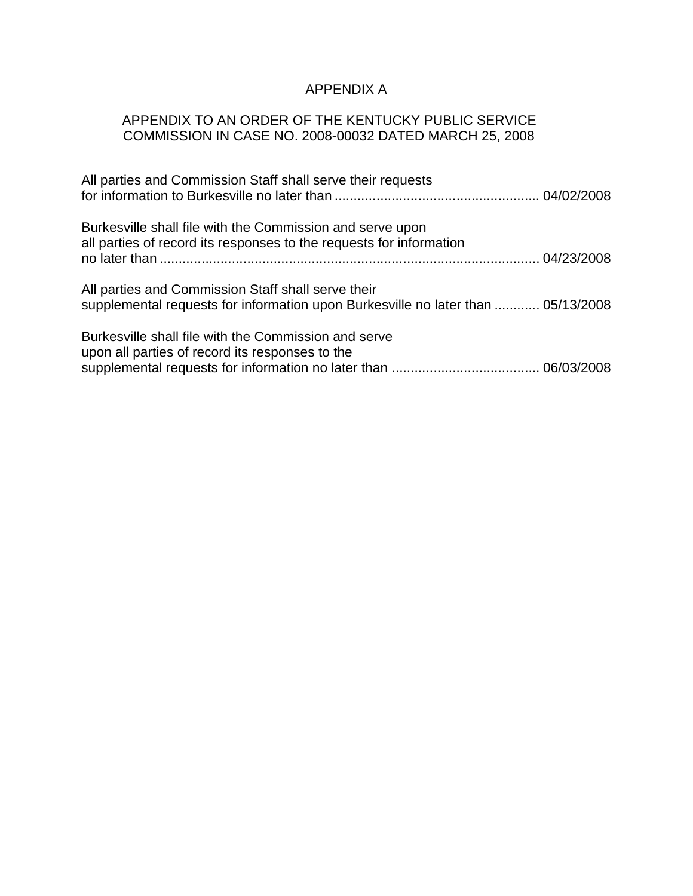APPENDIX A

APPENDIX TO AN ORDER OF THE KENTUCKY PUBLIC SERVICE COMMISSION IN CASE NO. 2008-00032 DATED MARCH 25, 2008

All parties and Commission Staff shall serve their requests for information to Burkesville no later than ...................................................... 04/02/2008

Burkesville shall file with the Commission and serve upon all parties of record its responses to the requests for information no later than .................................................................................................. 04/23/2008

All parties and Commission Staff shall serve their supplemental requests for information upon Burkesville no later than ............ 05/13/2008

Burkesville shall file with the Commission and serve upon all parties of record its responses to the supplemental requests for information no later than ....................................... 06/03/2008